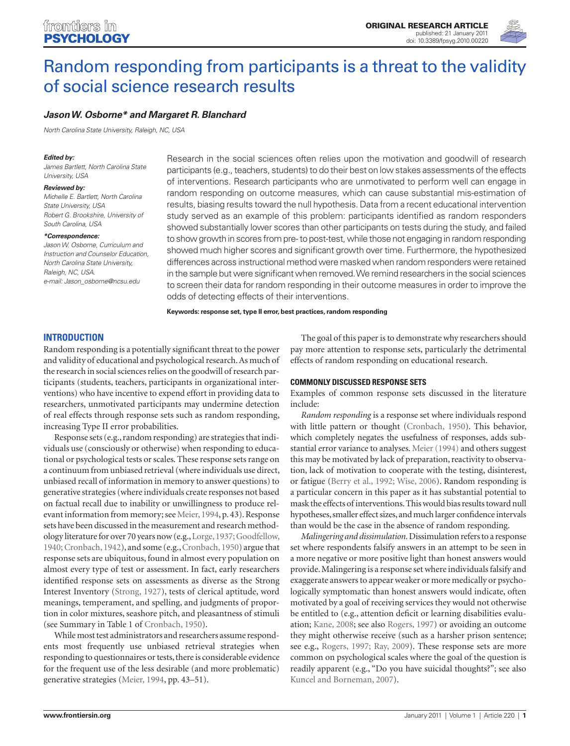ORIGINAL RESEARCH ARTICLE
published: 21 January 2011
doi: 10.3389/fpsyg.2010.00220

# Random responding from participants is a threat to the validity of social science research results

***Jason W. Osborne\* and Margaret R. Blanchard***

*North Carolina State University, Raleigh, NC, USA*

***Edited by:***
*James Bartlett, North Carolina State University, USA*

***Reviewed by:***
*Michelle E. Bartlett, North Carolina State University, USA*
*Robert G. Brookshire, University of South Carolina, USA*

***\*Correspondence:***
*Jason W. Osborne, Curriculum and Instruction and Counselor Education, North Carolina State University, Raleigh, NC, USA.*
*e-mail: Jason_osborne@ncsu.edu*

Research in the social sciences often relies upon the motivation and goodwill of research participants (e.g., teachers, students) to do their best on low stakes assessments of the effects of interventions. Research participants who are unmotivated to perform well can engage in random responding on outcome measures, which can cause substantial mis-estimation of results, biasing results toward the null hypothesis. Data from a recent educational intervention study served as an example of this problem: participants identified as random responders showed substantially lower scores than other participants on tests during the study, and failed to show growth in scores from pre- to post-test, while those not engaging in random responding showed much higher scores and significant growth over time. Furthermore, the hypothesized differences across instructional method were masked when random responders were retained in the sample but were significant when removed. We remind researchers in the social sciences to screen their data for random responding in their outcome measures in order to improve the odds of detecting effects of their interventions.

**Keywords: response set, type II error, best practices, random responding**

## INTRODUCTION

Random responding is a potentially significant threat to the power and validity of educational and psychological research. As much of the research in social sciences relies on the goodwill of research participants (students, teachers, participants in organizational interventions) who have incentive to expend effort in providing data to researchers, unmotivated participants may undermine detection of real effects through response sets such as random responding, increasing Type II error probabilities.

Response sets (e.g., random responding) are strategies that individuals use (consciously or otherwise) when responding to educational or psychological tests or scales. These response sets range on a continuum from unbiased retrieval (where individuals use direct, unbiased recall of information in memory to answer questions) to generative strategies (where individuals create responses not based on factual recall due to inability or unwillingness to produce relevant information from memory; see Meier, 1994, p. 43). Response sets have been discussed in the measurement and research methodology literature for over 70 years now (e.g., Lorge, 1937; Goodfellow, 1940; Cronbach, 1942), and some (e.g., Cronbach, 1950) argue that response sets are ubiquitous, found in almost every population on almost every type of test or assessment. In fact, early researchers identified response sets on assessments as diverse as the Strong Interest Inventory (Strong, 1927), tests of clerical aptitude, word meanings, temperament, and spelling, and judgments of proportion in color mixtures, seashore pitch, and pleasantness of stimuli (see Summary in Table 1 of Cronbach, 1950).

While most test administrators and researchers assume respondents most frequently use unbiased retrieval strategies when responding to questionnaires or tests, there is considerable evidence for the frequent use of the less desirable (and more problematic) generative strategies (Meier, 1994, pp. 43–51).

The goal of this paper is to demonstrate why researchers should pay more attention to response sets, particularly the detrimental effects of random responding on educational research.

### COMMONLY DISCUSSED RESPONSE SETS

Examples of common response sets discussed in the literature include:

*Random responding* is a response set where individuals respond with little pattern or thought (Cronbach, 1950). This behavior, which completely negates the usefulness of responses, adds substantial error variance to analyses. Meier (1994) and others suggest this may be motivated by lack of preparation, reactivity to observation, lack of motivation to cooperate with the testing, disinterest, or fatigue (Berry et al., 1992; Wise, 2006). Random responding is a particular concern in this paper as it has substantial potential to mask the effects of interventions. This would bias results toward null hypotheses, smaller effect sizes, and much larger confidence intervals than would be the case in the absence of random responding.

*Malingering and dissimulation.* Dissimulation refers to a response set where respondents falsify answers in an attempt to be seen in a more negative or more positive light than honest answers would provide. Malingering is a response set where individuals falsify and exaggerate answers to appear weaker or more medically or psychologically symptomatic than honest answers would indicate, often motivated by a goal of receiving services they would not otherwise be entitled to (e.g., attention deficit or learning disabilities evaluation; Kane, 2008; see also Rogers, 1997) or avoiding an outcome they might otherwise receive (such as a harsher prison sentence; see e.g., Rogers, 1997; Ray, 2009). These response sets are more common on psychological scales where the goal of the question is readily apparent (e.g., "Do you have suicidal thoughts?"; see also Kuncel and Borneman, 2007).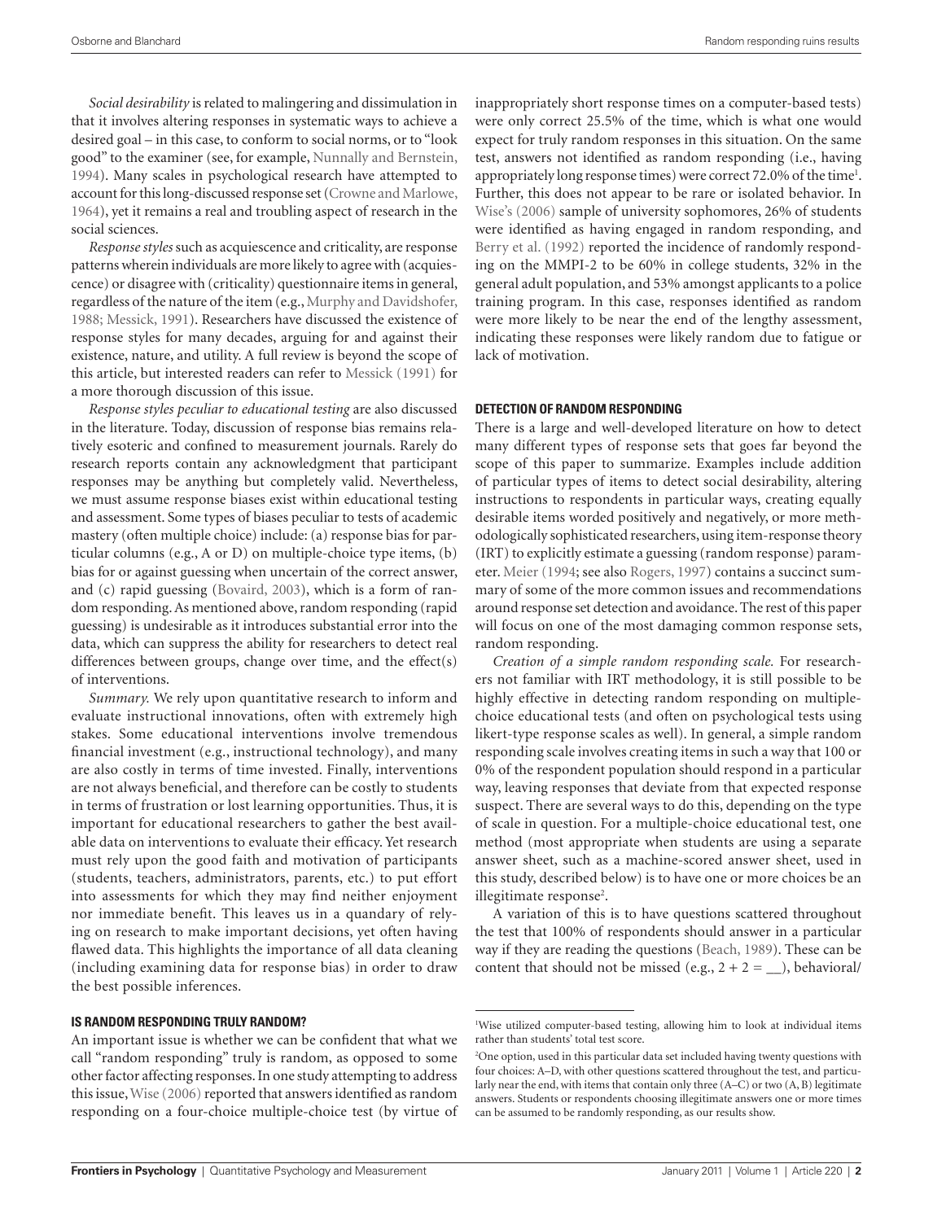*Social desirability* is related to malingering and dissimulation in that it involves altering responses in systematic ways to achieve a desired goal – in this case, to conform to social norms, or to "look good" to the examiner (see, for example, Nunnally and Bernstein, 1994). Many scales in psychological research have attempted to account for this long-discussed response set (Crowne and Marlowe, 1964), yet it remains a real and troubling aspect of research in the social sciences.

*Response styles* such as acquiescence and criticality, are response patterns wherein individuals are more likely to agree with (acquiescence) or disagree with (criticality) questionnaire items in general, regardless of the nature of the item (e.g., Murphy and Davidshofer, 1988; Messick, 1991). Researchers have discussed the existence of response styles for many decades, arguing for and against their existence, nature, and utility. A full review is beyond the scope of this article, but interested readers can refer to Messick (1991) for a more thorough discussion of this issue.

*Response styles peculiar to educational testing* are also discussed in the literature. Today, discussion of response bias remains relatively esoteric and confined to measurement journals. Rarely do research reports contain any acknowledgment that participant responses may be anything but completely valid. Nevertheless, we must assume response biases exist within educational testing and assessment. Some types of biases peculiar to tests of academic mastery (often multiple choice) include: (a) response bias for particular columns (e.g., A or D) on multiple-choice type items, (b) bias for or against guessing when uncertain of the correct answer, and (c) rapid guessing (Bovaird, 2003), which is a form of random responding. As mentioned above, random responding (rapid guessing) is undesirable as it introduces substantial error into the data, which can suppress the ability for researchers to detect real differences between groups, change over time, and the effect(s) of interventions.

*Summary.* We rely upon quantitative research to inform and evaluate instructional innovations, often with extremely high stakes. Some educational interventions involve tremendous financial investment (e.g., instructional technology), and many are also costly in terms of time invested. Finally, interventions are not always beneficial, and therefore can be costly to students in terms of frustration or lost learning opportunities. Thus, it is important for educational researchers to gather the best available data on interventions to evaluate their efficacy. Yet research must rely upon the good faith and motivation of participants (students, teachers, administrators, parents, etc.) to put effort into assessments for which they may find neither enjoyment nor immediate benefit. This leaves us in a quandary of relying on research to make important decisions, yet often having flawed data. This highlights the importance of all data cleaning (including examining data for response bias) in order to draw the best possible inferences.

## IS RANDOM RESPONDING TRULY RANDOM?

An important issue is whether we can be confident that what we call "random responding" truly is random, as opposed to some other factor affecting responses. In one study attempting to address this issue, Wise (2006) reported that answers identified as random responding on a four-choice multiple-choice test (by virtue of inappropriately short response times on a computer-based tests) were only correct 25.5% of the time, which is what one would expect for truly random responses in this situation. On the same test, answers not identified as random responding (i.e., having appropriately long response times) were correct 72.0% of the time[1]. Further, this does not appear to be rare or isolated behavior. In Wise's (2006) sample of university sophomores, 26% of students were identified as having engaged in random responding, and Berry et al. (1992) reported the incidence of randomly responding on the MMPI-2 to be 60% in college students, 32% in the general adult population, and 53% amongst applicants to a police training program. In this case, responses identified as random were more likely to be near the end of the lengthy assessment, indicating these responses were likely random due to fatigue or lack of motivation.

## DETECTION OF RANDOM RESPONDING

There is a large and well-developed literature on how to detect many different types of response sets that goes far beyond the scope of this paper to summarize. Examples include addition of particular types of items to detect social desirability, altering instructions to respondents in particular ways, creating equally desirable items worded positively and negatively, or more methodologically sophisticated researchers, using item-response theory (IRT) to explicitly estimate a guessing (random response) parameter. Meier (1994; see also Rogers, 1997) contains a succinct summary of some of the more common issues and recommendations around response set detection and avoidance. The rest of this paper will focus on one of the most damaging common response sets, random responding.

*Creation of a simple random responding scale.* For researchers not familiar with IRT methodology, it is still possible to be highly effective in detecting random responding on multiple-choice educational tests (and often on psychological tests using likert-type response scales as well). In general, a simple random responding scale involves creating items in such a way that 100 or 0% of the respondent population should respond in a particular way, leaving responses that deviate from that expected response suspect. There are several ways to do this, depending on the type of scale in question. For a multiple-choice educational test, one method (most appropriate when students are using a separate answer sheet, such as a machine-scored answer sheet, used in this study, described below) is to have one or more choices be an illegitimate response[2].

A variation of this is to have questions scattered throughout the test that 100% of respondents should answer in a particular way if they are reading the questions (Beach, 1989). These can be content that should not be missed (e.g., 2 + 2 = __), behavioral/

---

[1] Wise utilized computer-based testing, allowing him to look at individual items rather than students' total test score.

[2] One option, used in this particular data set included having twenty questions with four choices: A–D, with other questions scattered throughout the test, and particularly near the end, with items that contain only three (A–C) or two (A, B) legitimate answers. Students or respondents choosing illegitimate answers one or more times can be assumed to be randomly responding, as our results show.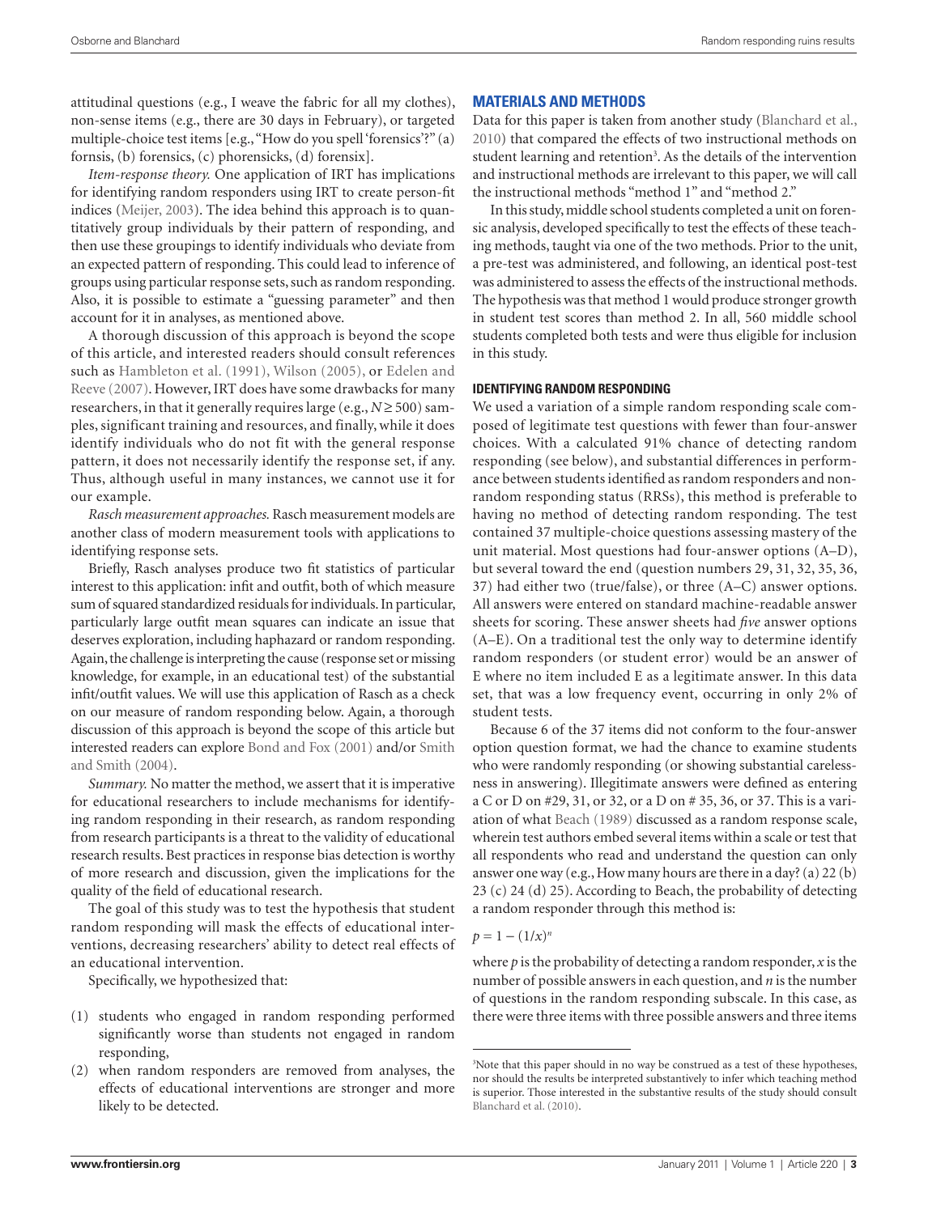attitudinal questions (e.g., I weave the fabric for all my clothes), non-sense items (e.g., there are 30 days in February), or targeted multiple-choice test items [e.g., "How do you spell 'forensics'?" (a) fornsis, (b) forensics, (c) phorensicks, (d) forensix].

*Item-response theory.* One application of IRT has implications for identifying random responders using IRT to create person-fit indices (Meijer, 2003). The idea behind this approach is to quantitatively group individuals by their pattern of responding, and then use these groupings to identify individuals who deviate from an expected pattern of responding. This could lead to inference of groups using particular response sets, such as random responding. Also, it is possible to estimate a "guessing parameter" and then account for it in analyses, as mentioned above.

A thorough discussion of this approach is beyond the scope of this article, and interested readers should consult references such as Hambleton et al. (1991), Wilson (2005), or Edelen and Reeve (2007). However, IRT does have some drawbacks for many researchers, in that it generally requires large (e.g., $N \geq 500$) samples, significant training and resources, and finally, while it does identify individuals who do not fit with the general response pattern, it does not necessarily identify the response set, if any. Thus, although useful in many instances, we cannot use it for our example.

*Rasch measurement approaches.* Rasch measurement models are another class of modern measurement tools with applications to identifying response sets.

Briefly, Rasch analyses produce two fit statistics of particular interest to this application: infit and outfit, both of which measure sum of squared standardized residuals for individuals. In particular, particularly large outfit mean squares can indicate an issue that deserves exploration, including haphazard or random responding. Again, the challenge is interpreting the cause (response set or missing knowledge, for example, in an educational test) of the substantial infit/outfit values. We will use this application of Rasch as a check on our measure of random responding below. Again, a thorough discussion of this approach is beyond the scope of this article but interested readers can explore Bond and Fox (2001) and/or Smith and Smith (2004).

*Summary.* No matter the method, we assert that it is imperative for educational researchers to include mechanisms for identifying random responding in their research, as random responding from research participants is a threat to the validity of educational research results. Best practices in response bias detection is worthy of more research and discussion, given the implications for the quality of the field of educational research.

The goal of this study was to test the hypothesis that student random responding will mask the effects of educational interventions, decreasing researchers' ability to detect real effects of an educational intervention.

Specifically, we hypothesized that:

(1) students who engaged in random responding performed significantly worse than students not engaged in random responding,
(2) when random responders are removed from analyses, the effects of educational interventions are stronger and more likely to be detected.

## MATERIALS AND METHODS

Data for this paper is taken from another study (Blanchard et al., 2010) that compared the effects of two instructional methods on student learning and retention[3]. As the details of the intervention and instructional methods are irrelevant to this paper, we will call the instructional methods "method 1" and "method 2."

In this study, middle school students completed a unit on forensic analysis, developed specifically to test the effects of these teaching methods, taught via one of the two methods. Prior to the unit, a pre-test was administered, and following, an identical post-test was administered to assess the effects of the instructional methods. The hypothesis was that method 1 would produce stronger growth in student test scores than method 2. In all, 560 middle school students completed both tests and were thus eligible for inclusion in this study.

### IDENTIFYING RANDOM RESPONDING

We used a variation of a simple random responding scale composed of legitimate test questions with fewer than four-answer choices. With a calculated 91% chance of detecting random responding (see below), and substantial differences in performance between students identified as random responders and non-random responding status (RRSs), this method is preferable to having no method of detecting random responding. The test contained 37 multiple-choice questions assessing mastery of the unit material. Most questions had four-answer options (A–D), but several toward the end (question numbers 29, 31, 32, 35, 36, 37) had either two (true/false), or three (A–C) answer options. All answers were entered on standard machine-readable answer sheets for scoring. These answer sheets had *five* answer options (A–E). On a traditional test the only way to determine identify random responders (or student error) would be an answer of E where no item included E as a legitimate answer. In this data set, that was a low frequency event, occurring in only 2% of student tests.

Because 6 of the 37 items did not conform to the four-answer option question format, we had the chance to examine students who were randomly responding (or showing substantial carelessness in answering). Illegitimate answers were defined as entering a C or D on #29, 31, or 32, or a D on # 35, 36, or 37. This is a variation of what Beach (1989) discussed as a random response scale, wherein test authors embed several items within a scale or test that all respondents who read and understand the question can only answer one way (e.g., How many hours are there in a day? (a) 22 (b) 23 (c) 24 (d) 25). According to Beach, the probability of detecting a random responder through this method is:

$$p = 1 - (1/x)^n$$

where $p$ is the probability of detecting a random responder, $x$ is the number of possible answers in each question, and $n$ is the number of questions in the random responding subscale. In this case, as there were three items with three possible answers and three items

[3] Note that this paper should in no way be construed as a test of these hypotheses, nor should the results be interpreted substantively to infer which teaching method is superior. Those interested in the substantive results of the study should consult Blanchard et al. (2010).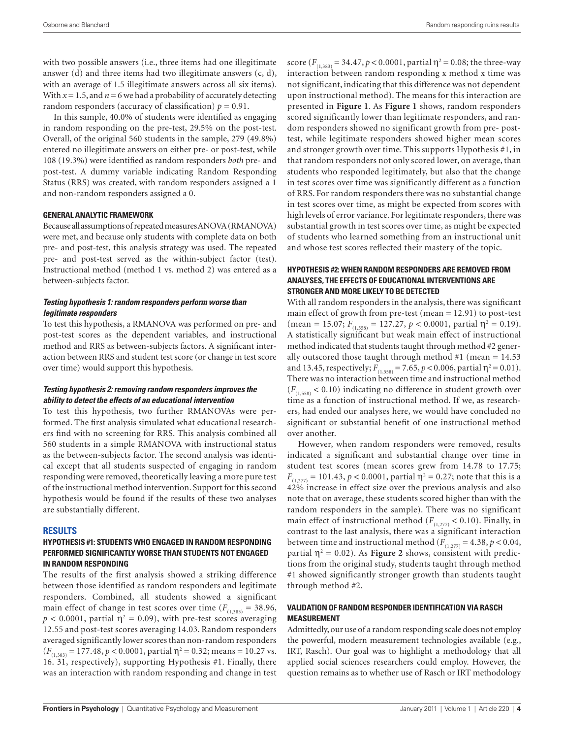with two possible answers (i.e., three items had one illegitimate answer (d) and three items had two illegitimate answers (c, d), with an average of 1.5 illegitimate answers across all six items). With $x = 1.5$, and $n = 6$ we had a probability of accurately detecting random responders (accuracy of classification) $p = 0.91$.

In this sample, 40.0% of students were identified as engaging in random responding on the pre-test, 29.5% on the post-test. Overall, of the original 560 students in the sample, 279 (49.8%) entered no illegitimate answers on either pre- or post-test, while 108 (19.3%) were identified as random responders *both* pre- and post-test. A dummy variable indicating Random Responding Status (RRS) was created, with random responders assigned a 1 and non-random responders assigned a 0.

### GENERAL ANALYTIC FRAMEWORK

Because all assumptions of repeated measures ANOVA (RMANOVA) were met, and because only students with complete data on both pre- and post-test, this analysis strategy was used. The repeated pre- and post-test served as the within-subject factor (test). Instructional method (method 1 vs. method 2) was entered as a between-subjects factor.

#### *Testing hypothesis 1: random responders perform worse than legitimate responders*

To test this hypothesis, a RMANOVA was performed on pre- and post-test scores as the dependent variables, and instructional method and RRS as between-subjects factors. A significant interaction between RRS and student test score (or change in test score over time) would support this hypothesis.

#### *Testing hypothesis 2: removing random responders improves the ability to detect the effects of an educational intervention*

To test this hypothesis, two further RMANOVAs were performed. The first analysis simulated what educational researchers find with no screening for RRS. This analysis combined all 560 students in a simple RMANOVA with instructional status as the between-subjects factor. The second analysis was identical except that all students suspected of engaging in random responding were removed, theoretically leaving a more pure test of the instructional method intervention. Support for this second hypothesis would be found if the results of these two analyses are substantially different.

## RESULTS

### HYPOTHESIS #1: STUDENTS WHO ENGAGED IN RANDOM RESPONDING PERFORMED SIGNIFICANTLY WORSE THAN STUDENTS NOT ENGAGED IN RANDOM RESPONDING

The results of the first analysis showed a striking difference between those identified as random responders and legitimate responders. Combined, all students showed a significant main effect of change in test scores over time ($F_{(1,383)} = 38.96$, $p < 0.0001$, partial $\eta^2 = 0.09$), with pre-test scores averaging 12.55 and post-test scores averaging 14.03. Random responders averaged significantly lower scores than non-random responders ($F_{(1,383)} = 177.48$, $p < 0.0001$, partial $\eta^2 = 0.32$; means = 10.27 vs. 16. 31, respectively), supporting Hypothesis #1. Finally, there was an interaction with random responding and change in test score ($F_{(1,383)} = 34.47$, $p < 0.0001$, partial $\eta^2 = 0.08$; the three-way interaction between random responding x method x time was not significant, indicating that this difference was not dependent upon instructional method). The means for this interaction are presented in **Figure 1**. As **Figure 1** shows, random responders scored significantly lower than legitimate responders, and random responders showed no significant growth from pre- post-test, while legitimate responders showed higher mean scores and stronger growth over time. This supports Hypothesis #1, in that random responders not only scored lower, on average, than students who responded legitimately, but also that the change in test scores over time was significantly different as a function of RRS. For random responders there was no substantial change in test scores over time, as might be expected from scores with high levels of error variance. For legitimate responders, there was substantial growth in test scores over time, as might be expected of students who learned something from an instructional unit and whose test scores reflected their mastery of the topic.

### HYPOTHESIS #2: WHEN RANDOM RESPONDERS ARE REMOVED FROM ANALYSES, THE EFFECTS OF EDUCATIONAL INTERVENTIONS ARE STRONGER AND MORE LIKELY TO BE DETECTED

With all random responders in the analysis, there was significant main effect of growth from pre-test (mean = 12.91) to post-test (mean = 15.07; $F_{(1,558)} = 127.27$, $p < 0.0001$, partial $\eta^2 = 0.19$). A statistically significant but weak main effect of instructional method indicated that students taught through method #2 generally outscored those taught through method #1 (mean = 14.53 and 13.45, respectively; $F_{(1,558)} = 7.65$, $p < 0.006$, partial $\eta^2 = 0.01$). There was no interaction between time and instructional method ($F_{(1,558)} < 0.10$) indicating no difference in student growth over time as a function of instructional method. If we, as researchers, had ended our analyses here, we would have concluded no significant or substantial benefit of one instructional method over another.

However, when random responders were removed, results indicated a significant and substantial change over time in student test scores (mean scores grew from 14.78 to 17.75; $F_{(1,277)} = 101.43$, $p < 0.0001$, partial $\eta^2 = 0.27$; note that this is a 42% increase in effect size over the previous analysis and also note that on average, these students scored higher than with the random responders in the sample). There was no significant main effect of instructional method ($F_{(1,277)} < 0.10$). Finally, in contrast to the last analysis, there was a significant interaction between time and instructional method ($F_{(1,277)} = 4.38$, $p < 0.04$, partial $\eta^2 = 0.02$). As **Figure 2** shows, consistent with predictions from the original study, students taught through method #1 showed significantly stronger growth than students taught through method #2.

### VALIDATION OF RANDOM RESPONDER IDENTIFICATION VIA RASCH MEASUREMENT

Admittedly, our use of a random responding scale does not employ the powerful, modern measurement technologies available (e.g., IRT, Rasch). Our goal was to highlight a methodology that all applied social sciences researchers could employ. However, the question remains as to whether use of Rasch or IRT methodology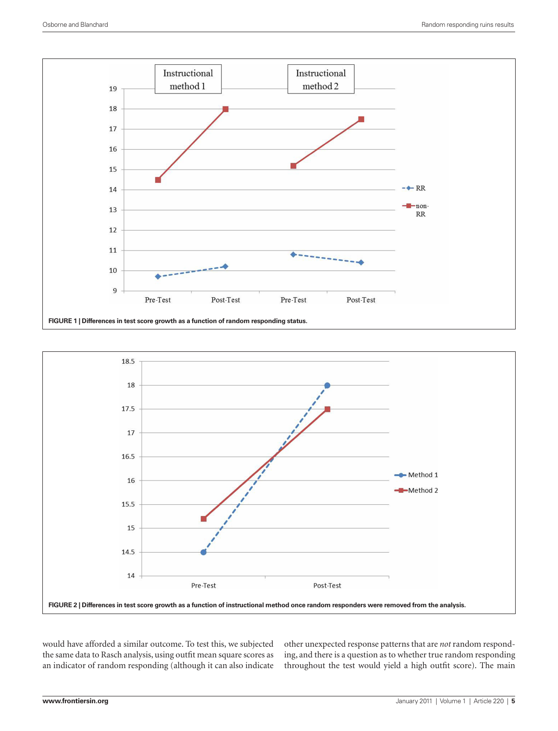FIGURE 1 | Differences in test score growth as a function of random responding status.

FIGURE 2 | Differences in test score growth as a function of instructional method once random responders were removed from the analysis.

would have afforded a similar outcome. To test this, we subjected the same data to Rasch analysis, using outfit mean square scores as an indicator of random responding (although it can also indicate other unexpected response patterns that are *not* random responding, and there is a question as to whether true random responding throughout the test would yield a high outfit score). The main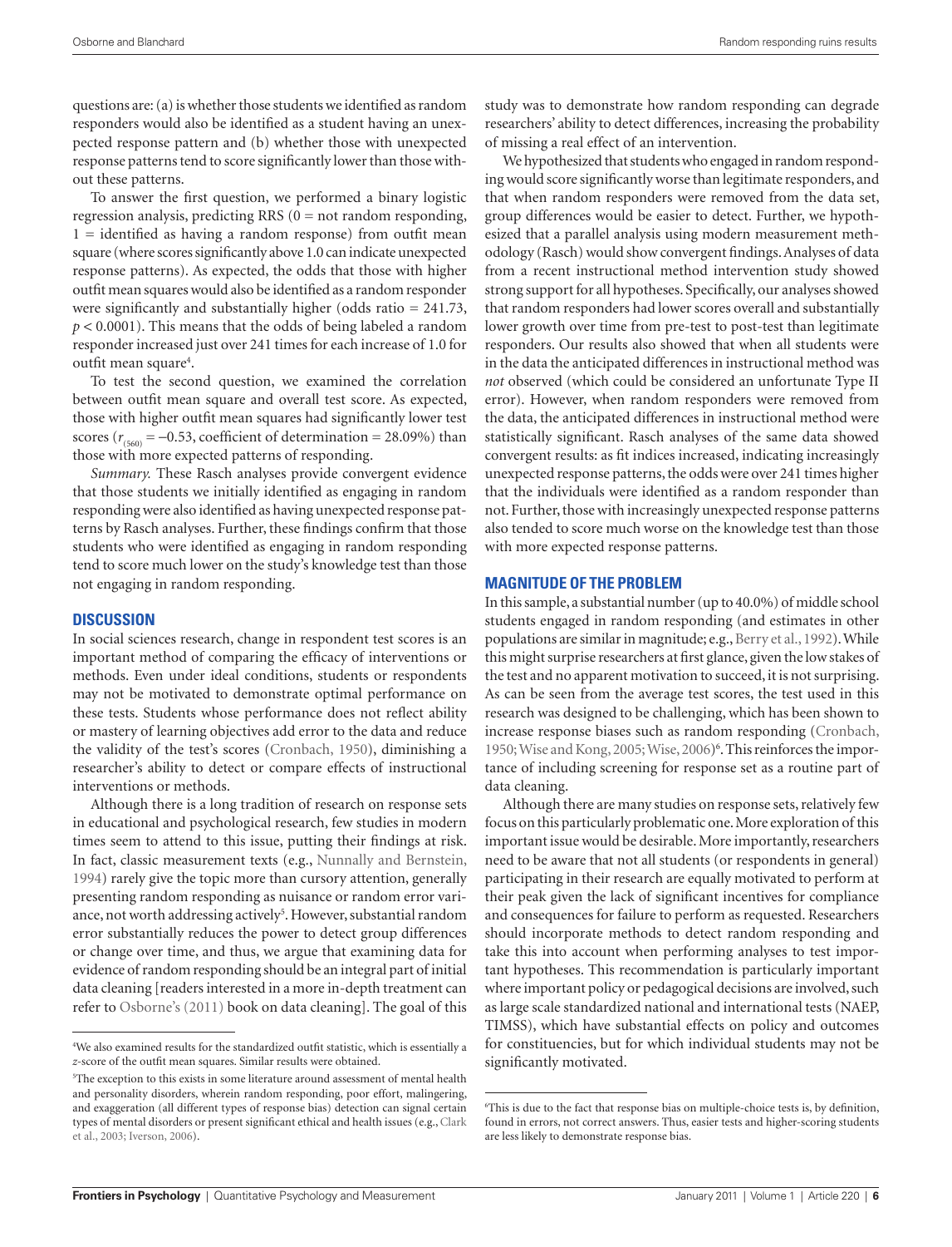questions are: (a) is whether those students we identified as random responders would also be identified as a student having an unexpected response pattern and (b) whether those with unexpected response patterns tend to score significantly lower than those without these patterns.

To answer the first question, we performed a binary logistic regression analysis, predicting RRS (0 = not random responding, 1 = identified as having a random response) from outfit mean square (where scores significantly above 1.0 can indicate unexpected response patterns). As expected, the odds that those with higher outfit mean squares would also be identified as a random responder were significantly and substantially higher (odds ratio = 241.73, $p < 0.0001$). This means that the odds of being labeled a random responder increased just over 241 times for each increase of 1.0 for outfit mean square[4].

To test the second question, we examined the correlation between outfit mean square and overall test score. As expected, those with higher outfit mean squares had significantly lower test scores ($r_{(560)} = -0.53$, coefficient of determination = 28.09%) than those with more expected patterns of responding.

*Summary.* These Rasch analyses provide convergent evidence that those students we initially identified as engaging in random responding were also identified as having unexpected response patterns by Rasch analyses. Further, these findings confirm that those students who were identified as engaging in random responding tend to score much lower on the study's knowledge test than those not engaging in random responding.

## DISCUSSION

In social sciences research, change in respondent test scores is an important method of comparing the efficacy of interventions or methods. Even under ideal conditions, students or respondents may not be motivated to demonstrate optimal performance on these tests. Students whose performance does not reflect ability or mastery of learning objectives add error to the data and reduce the validity of the test's scores (Cronbach, 1950), diminishing a researcher's ability to detect or compare effects of instructional interventions or methods.

Although there is a long tradition of research on response sets in educational and psychological research, few studies in modern times seem to attend to this issue, putting their findings at risk. In fact, classic measurement texts (e.g., Nunnally and Bernstein, 1994) rarely give the topic more than cursory attention, generally presenting random responding as nuisance or random error variance, not worth addressing actively[5]. However, substantial random error substantially reduces the power to detect group differences or change over time, and thus, we argue that examining data for evidence of random responding should be an integral part of initial data cleaning [readers interested in a more in-depth treatment can refer to Osborne's (2011) book on data cleaning]. The goal of this study was to demonstrate how random responding can degrade researchers' ability to detect differences, increasing the probability of missing a real effect of an intervention.

We hypothesized that students who engaged in random responding would score significantly worse than legitimate responders, and that when random responders were removed from the data set, group differences would be easier to detect. Further, we hypothesized that a parallel analysis using modern measurement methodology (Rasch) would show convergent findings. Analyses of data from a recent instructional method intervention study showed strong support for all hypotheses. Specifically, our analyses showed that random responders had lower scores overall and substantially lower growth over time from pre-test to post-test than legitimate responders. Our results also showed that when all students were in the data the anticipated differences in instructional method was *not* observed (which could be considered an unfortunate Type II error). However, when random responders were removed from the data, the anticipated differences in instructional method were statistically significant. Rasch analyses of the same data showed convergent results: as fit indices increased, indicating increasingly unexpected response patterns, the odds were over 241 times higher that the individuals were identified as a random responder than not. Further, those with increasingly unexpected response patterns also tended to score much worse on the knowledge test than those with more expected response patterns.

## MAGNITUDE OF THE PROBLEM

In this sample, a substantial number (up to 40.0%) of middle school students engaged in random responding (and estimates in other populations are similar in magnitude; e.g., Berry et al., 1992). While this might surprise researchers at first glance, given the low stakes of the test and no apparent motivation to succeed, it is not surprising. As can be seen from the average test scores, the test used in this research was designed to be challenging, which has been shown to increase response biases such as random responding (Cronbach, 1950; Wise and Kong, 2005; Wise, 2006)[6]. This reinforces the importance of including screening for response set as a routine part of data cleaning.

Although there are many studies on response sets, relatively few focus on this particularly problematic one. More exploration of this important issue would be desirable. More importantly, researchers need to be aware that not all students (or respondents in general) participating in their research are equally motivated to perform at their peak given the lack of significant incentives for compliance and consequences for failure to perform as requested. Researchers should incorporate methods to detect random responding and take this into account when performing analyses to test important hypotheses. This recommendation is particularly important where important policy or pedagogical decisions are involved, such as large scale standardized national and international tests (NAEP, TIMSS), which have substantial effects on policy and outcomes for constituencies, but for which individual students may not be significantly motivated.

---

[4]We also examined results for the standardized outfit statistic, which is essentially a *z*-score of the outfit mean squares. Similar results were obtained.

[5]The exception to this exists in some literature around assessment of mental health and personality disorders, wherein random responding, poor effort, malingering, and exaggeration (all different types of response bias) detection can signal certain types of mental disorders or present significant ethical and health issues (e.g., Clark et al., 2003; Iverson, 2006).

[6]This is due to the fact that response bias on multiple-choice tests is, by definition, found in errors, not correct answers. Thus, easier tests and higher-scoring students are less likely to demonstrate response bias.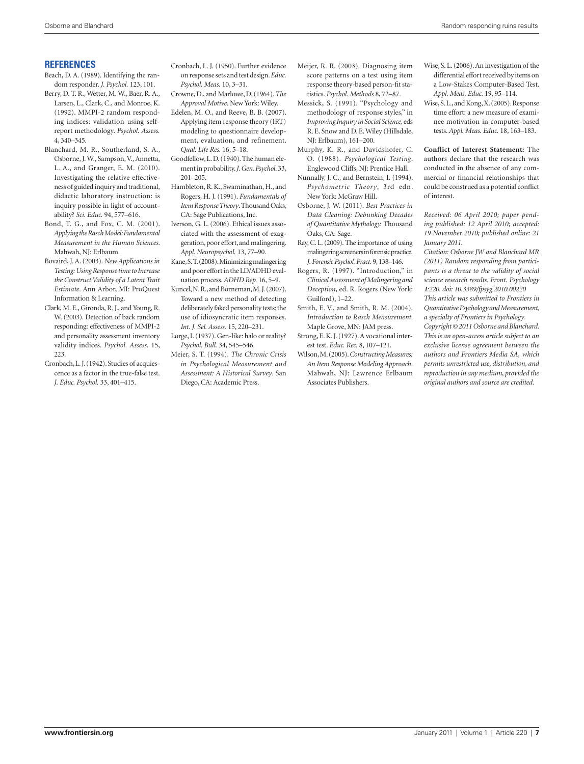## REFERENCES

Beach, D. A. (1989). Identifying the random responder. *J. Psychol.* 123, 101.

Berry, D. T. R., Wetter, M. W., Baer, R. A., Larsen, L., Clark, C., and Monroe, K. (1992). MMPI-2 random responding indices: validation using self-report methodology. *Psychol. Assess.* 4, 340–345.

Blanchard, M. R., Southerland, S. A., Osborne, J. W., Sampson, V., Annetta, L. A., and Granger, E. M. (2010). Investigating the relative effectiveness of guided inquiry and traditional, didactic laboratory instruction: is inquiry possible in light of accountability? *Sci. Educ.* 94, 577–616.

Bond, T. G., and Fox, C. M. (2001). *Applying the Rasch Model: Fundamental Measurement in the Human Sciences*. Mahwah, NJ: Erlbaum.

Bovaird, J. A. (2003). *New Applications in Testing: Using Response time to Increase the Construct Validity of a Latent Trait Estimate*. Ann Arbor, MI: ProQuest Information & Learning.

Clark, M. E., Gironda, R. J., and Young, R. W. (2003). Detection of back random responding: effectiveness of MMPI-2 and personality assessment inventory validity indices. *Psychol. Assess.* 15, 223.

Cronbach, L. J. (1942). Studies of acquiescence as a factor in the true-false test. *J. Educ. Psychol.* 33, 401–415.

Cronbach, L. J. (1950). Further evidence on response sets and test design. *Educ. Psychol. Meas.* 10, 3–31.

Crowne, D., and Marlowe, D. (1964). *The Approval Motive*. New York: Wiley.

Edelen, M. O., and Reeve, B. B. (2007). Applying item response theory (IRT) modeling to questionnaire development, evaluation, and refinement. *Qual. Life Res.* 16, 5–18.

Goodfellow, L. D. (1940). The human element in probability. *J. Gen. Psychol.* 33, 201–205.

Hambleton, R. K., Swaminathan, H., and Rogers, H. J. (1991). *Fundamentals of Item Response Theory*. Thousand Oaks, CA: Sage Publications, Inc.

Iverson, G. L. (2006). Ethical issues associated with the assessment of exaggeration, poor effort, and malingering. *Appl. Neuropsychol.* 13, 77–90.

Kane, S. T. (2008). Minimizing malingering and poor effort in the LD/ADHD evaluation process. *ADHD Rep.* 16, 5–9.

Kuncel, N. R., and Borneman, M. J. (2007). Toward a new method of detecting deliberately faked personality tests: the use of idiosyncratic item responses. *Int. J. Sel. Assess.* 15, 220–231.

Lorge, I. (1937). Gen-like: halo or reality? *Psychol. Bull.* 34, 545–546.

Meier, S. T. (1994). *The Chronic Crisis in Psychological Measurement and Assessment: A Historical Survey*. San Diego, CA: Academic Press.

Meijer, R. R. (2003). Diagnosing item score patterns on a test using item response theory-based person-fit statistics. *Psychol. Methods* 8, 72–87.

Messick, S. (1991). "Psychology and methodology of response styles," in *Improving Inquiry in Social Science*, eds R. E. Snow and D. E. Wiley (Hillsdale, NJ: Erlbaum), 161–200.

Murphy, K. R., and Davidshofer, C. O. (1988). *Psychological Testing*. Englewood Cliffs, NJ: Prentice Hall.

Nunnally, J. C., and Bernstein, I. (1994). *Psychometric Theory*, 3rd edn. New York: McGraw Hill.

Osborne, J. W. (2011). *Best Practices in Data Cleaning: Debunking Decades of Quantitative Mythology.* Thousand Oaks, CA: Sage.

Ray, C. L. (2009). The importance of using malingering screeners in forensic practice. *J. Forensic Psychol. Pract.* 9, 138–146.

Rogers, R. (1997). "Introduction," in *Clinical Assessment of Malingering and Deception*, ed. R. Rogers (New York: Guilford), 1–22.

Smith, E. V., and Smith, R. M. (2004). *Introduction to Rasch Measurement*. Maple Grove, MN: JAM press.

Strong, E. K. J. (1927). A vocational interest test. *Educ. Rec.* 8, 107–121.

Wilson, M. (2005). *Constructing Measures: An Item Response Modeling Approach*. Mahwah, NJ: Lawrence Erlbaum Associates Publishers.

Wise, S. L. (2006). An investigation of the differential effort received by items on a Low-Stakes Computer-Based Test. *Appl. Meas. Educ.* 19, 95–114.

Wise, S. L., and Kong, X. (2005). Response time effort: a new measure of examinee motivation in computer-based tests. *Appl. Meas. Educ.* 18, 163–183.

**Conflict of Interest Statement:** The authors declare that the research was conducted in the absence of any commercial or financial relationships that could be construed as a potential conflict of interest.

*Received: 06 April 2010; paper pending published: 12 April 2010; accepted: 19 November 2010; published online: 21 January 2011.*

*Citation: Osborne JW and Blanchard MR (2011) Random responding from participants is a threat to the validity of social science research results. Front. Psychology **1**:220. doi: 10.3389/fpsyg.2010.00220*

*This article was submitted to Frontiers in Quantitative Psychology and Measurement, a specialty of Frontiers in Psychology.*

*Copyright © 2011 Osborne and Blanchard. This is an open-access article subject to an exclusive license agreement between the authors and Frontiers Media SA, which permits unrestricted use, distribution, and reproduction in any medium, provided the original authors and source are credited.*